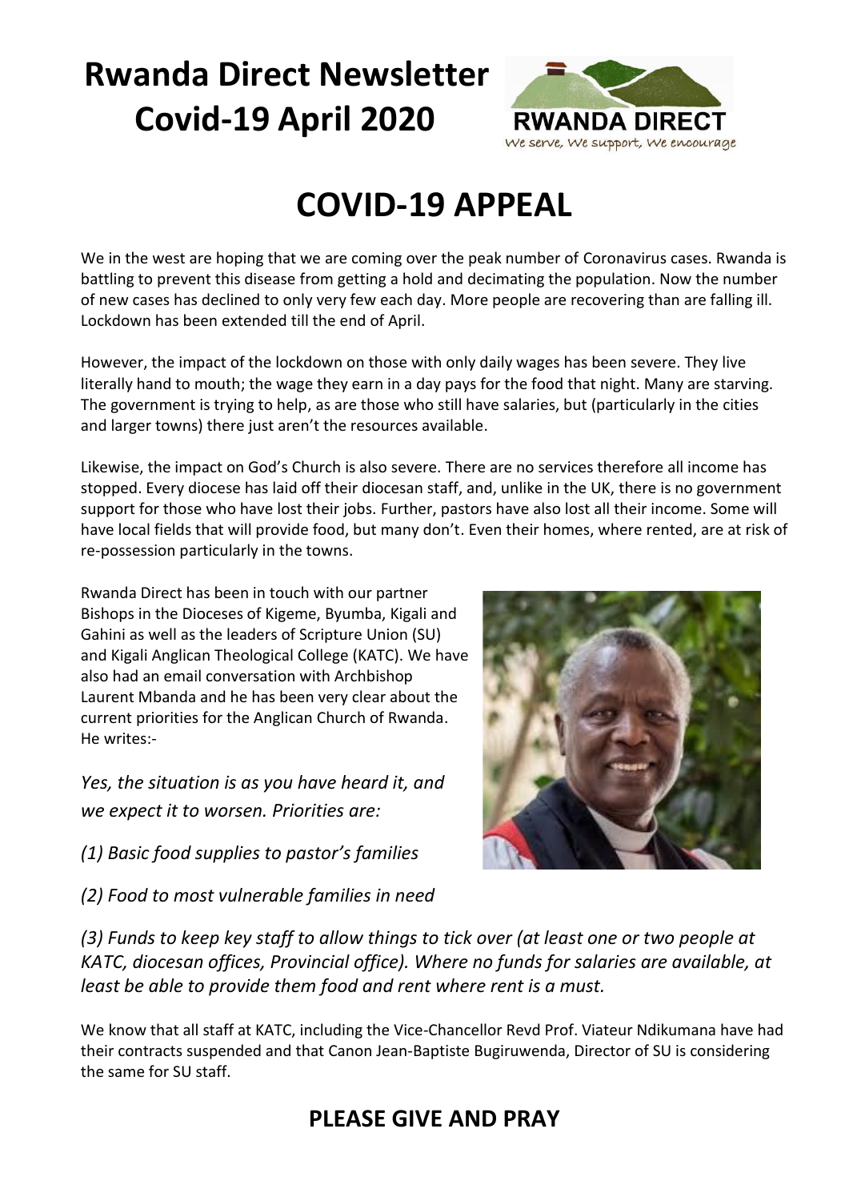# Rwanda Direct Newsletter Covid-19 April 2020

RWANDA DIRECT
We serve, We support, We encourage

## COVID-19 APPEAL

We in the west are hoping that we are coming over the peak number of Coronavirus cases. Rwanda is battling to prevent this disease from getting a hold and decimating the population. Now the number of new cases has declined to only very few each day. More people are recovering than are falling ill. Lockdown has been extended till the end of April.

However, the impact of the lockdown on those with only daily wages has been severe. They live literally hand to mouth; the wage they earn in a day pays for the food that night. Many are starving. The government is trying to help, as are those who still have salaries, but (particularly in the cities and larger towns) there just aren't the resources available.

Likewise, the impact on God's Church is also severe. There are no services therefore all income has stopped. Every diocese has laid off their diocesan staff, and, unlike in the UK, there is no government support for those who have lost their jobs. Further, pastors have also lost all their income. Some will have local fields that will provide food, but many don't. Even their homes, where rented, are at risk of re-possession particularly in the towns.

Rwanda Direct has been in touch with our partner Bishops in the Dioceses of Kigeme, Byumba, Kigali and Gahini as well as the leaders of Scripture Union (SU) and Kigali Anglican Theological College (KATC). We have also had an email conversation with Archbishop Laurent Mbanda and he has been very clear about the current priorities for the Anglican Church of Rwanda. He writes:-

*Yes, the situation is as you have heard it, and we expect it to worsen. Priorities are:*

*(1) Basic food supplies to pastor's families*

*(2) Food to most vulnerable families in need*

*(3) Funds to keep key staff to allow things to tick over (at least one or two people at KATC, diocesan offices, Provincial office). Where no funds for salaries are available, at least be able to provide them food and rent where rent is a must.*

We know that all staff at KATC, including the Vice-Chancellor Revd Prof. Viateur Ndikumana have had their contracts suspended and that Canon Jean-Baptiste Bugiruwenda, Director of SU is considering the same for SU staff.

### PLEASE GIVE AND PRAY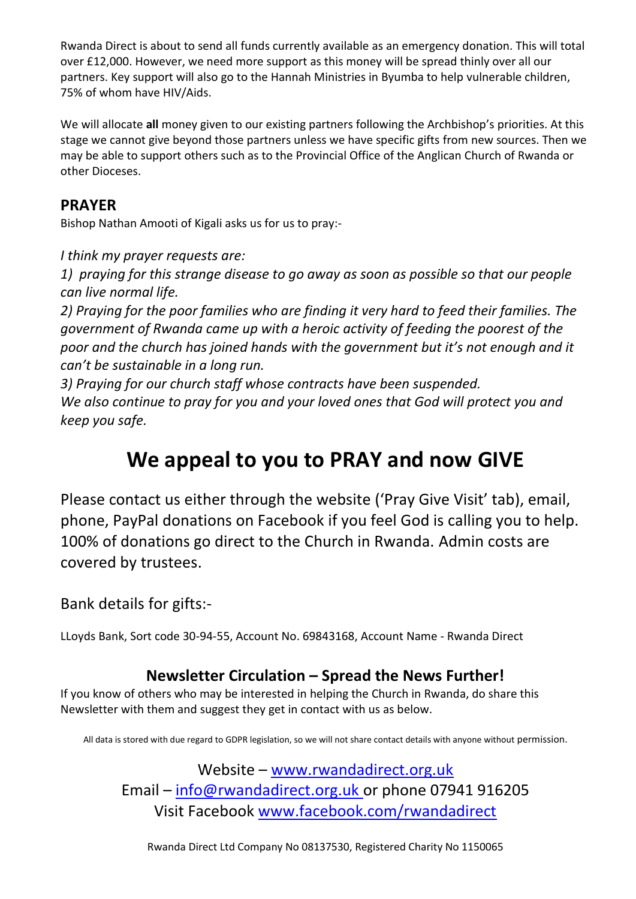Rwanda Direct is about to send all funds currently available as an emergency donation. This will total over £12,000. However, we need more support as this money will be spread thinly over all our partners. Key support will also go to the Hannah Ministries in Byumba to help vulnerable children, 75% of whom have HIV/Aids.

We will allocate **all** money given to our existing partners following the Archbishop's priorities. At this stage we cannot give beyond those partners unless we have specific gifts from new sources. Then we may be able to support others such as to the Provincial Office of the Anglican Church of Rwanda or other Dioceses.

## PRAYER

Bishop Nathan Amooti of Kigali asks us for us to pray:-

*I think my prayer requests are:*

*1) praying for this strange disease to go away as soon as possible so that our people can live normal life.*

*2) Praying for the poor families who are finding it very hard to feed their families. The government of Rwanda came up with a heroic activity of feeding the poorest of the poor and the church has joined hands with the government but it's not enough and it can't be sustainable in a long run.*

*3) Praying for our church staff whose contracts have been suspended.*

*We also continue to pray for you and your loved ones that God will protect you and keep you safe.*

# We appeal to you to PRAY and now GIVE

Please contact us either through the website ('Pray Give Visit' tab), email, phone, PayPal donations on Facebook if you feel God is calling you to help. 100% of donations go direct to the Church in Rwanda. Admin costs are covered by trustees.

Bank details for gifts:-

LLoyds Bank, Sort code 30-94-55, Account No. 69843168, Account Name - Rwanda Direct

### Newsletter Circulation – Spread the News Further!

If you know of others who may be interested in helping the Church in Rwanda, do share this Newsletter with them and suggest they get in contact with us as below.

All data is stored with due regard to GDPR legislation, so we will not share contact details with anyone without permission.

Website – www.rwandadirect.org.uk
Email – info@rwandadirect.org.uk or phone 07941 916205
Visit Facebook www.facebook.com/rwandadirect

Rwanda Direct Ltd Company No 08137530, Registered Charity No 1150065